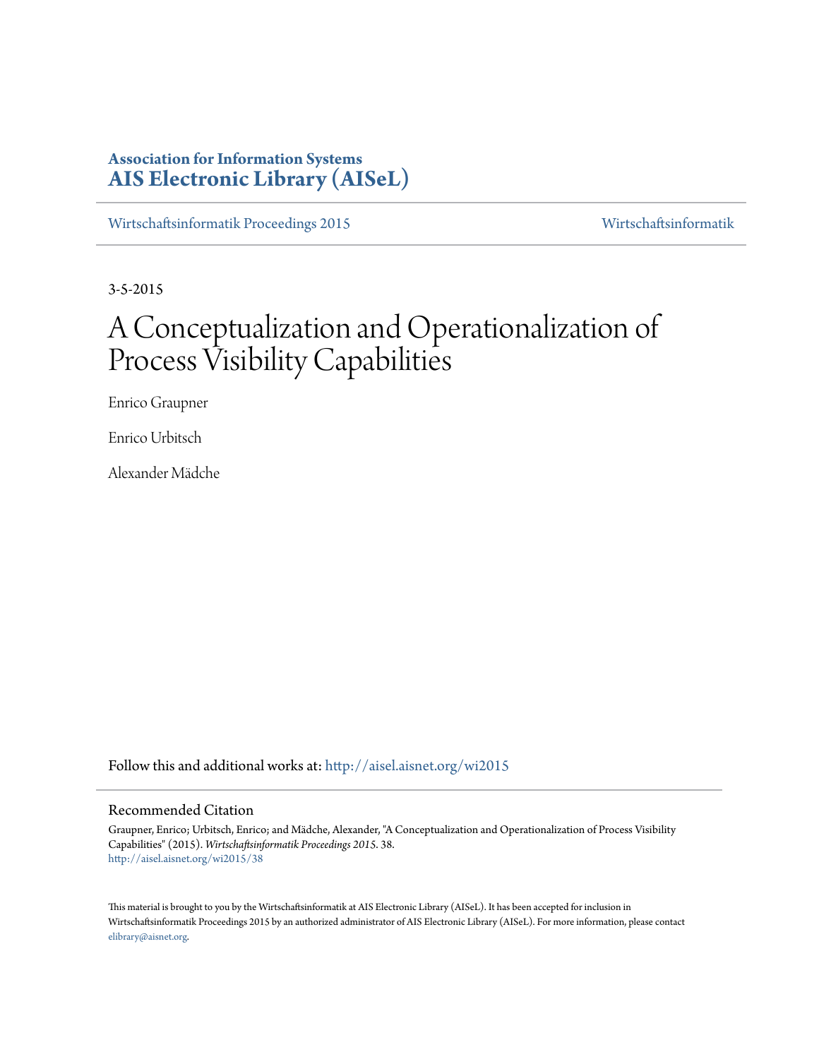**Association for Information Systems**
**AIS Electronic Library (AISeL)**

Wirtschaftsinformatik Proceedings 2015 | Wirtschaftsinformatik

3-5-2015

# A Conceptualization and Operationalization of Process Visibility Capabilities

Enrico Graupner

Enrico Urbitsch

Alexander Mädche

Follow this and additional works at: http://aisel.aisnet.org/wi2015

## Recommended Citation

Graupner, Enrico; Urbitsch, Enrico; and Mädche, Alexander, "A Conceptualization and Operationalization of Process Visibility Capabilities" (2015). *Wirtschaftsinformatik Proceedings 2015*. 38.
http://aisel.aisnet.org/wi2015/38

This material is brought to you by the Wirtschaftsinformatik at AIS Electronic Library (AISeL). It has been accepted for inclusion in Wirtschaftsinformatik Proceedings 2015 by an authorized administrator of AIS Electronic Library (AISeL). For more information, please contact elibrary@aisnet.org.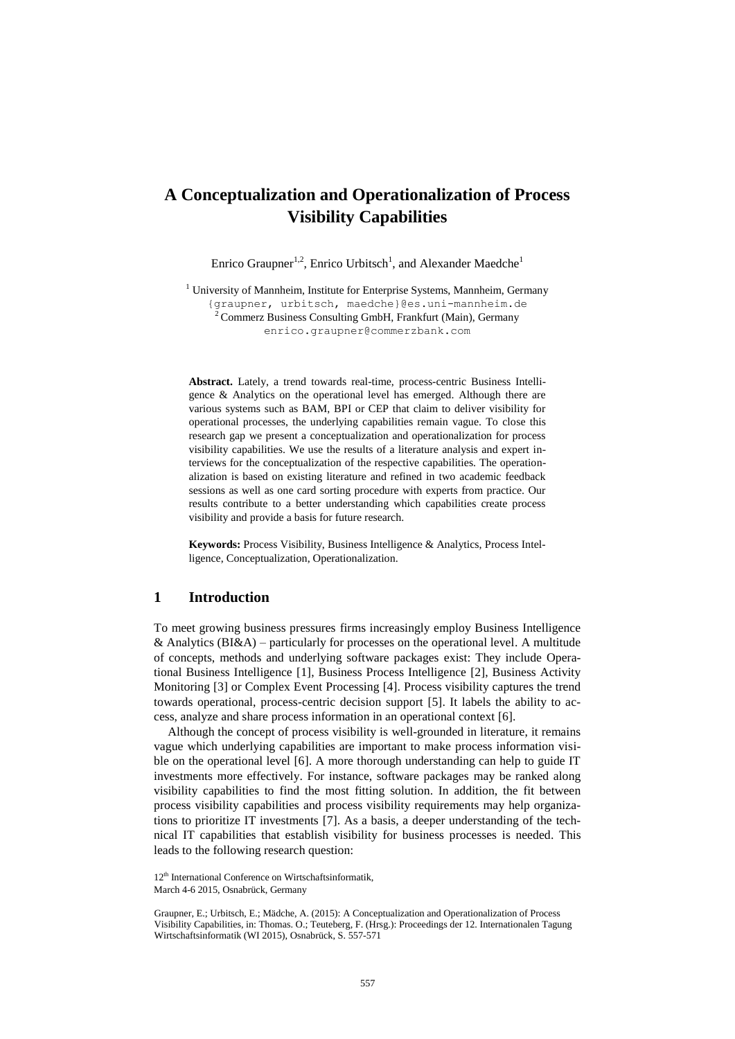# A Conceptualization and Operationalization of Process Visibility Capabilities

Enrico Graupner[1,2], Enrico Urbitsch[1], and Alexander Maedche[1]

[1] University of Mannheim, Institute for Enterprise Systems, Mannheim, Germany
{graupner, urbitsch, maedche}@es.uni-mannheim.de
[2] Commerz Business Consulting GmbH, Frankfurt (Main), Germany
enrico.graupner@commerzbank.com

**Abstract.** Lately, a trend towards real-time, process-centric Business Intelligence & Analytics on the operational level has emerged. Although there are various systems such as BAM, BPI or CEP that claim to deliver visibility for operational processes, the underlying capabilities remain vague. To close this research gap we present a conceptualization and operationalization for process visibility capabilities. We use the results of a literature analysis and expert interviews for the conceptualization of the respective capabilities. The operationalization is based on existing literature and refined in two academic feedback sessions as well as one card sorting procedure with experts from practice. Our results contribute to a better understanding which capabilities create process visibility and provide a basis for future research.

**Keywords:** Process Visibility, Business Intelligence & Analytics, Process Intelligence, Conceptualization, Operationalization.

## 1 Introduction

To meet growing business pressures firms increasingly employ Business Intelligence & Analytics (BI&A) – particularly for processes on the operational level. A multitude of concepts, methods and underlying software packages exist: They include Operational Business Intelligence [1], Business Process Intelligence [2], Business Activity Monitoring [3] or Complex Event Processing [4]. Process visibility captures the trend towards operational, process-centric decision support [5]. It labels the ability to access, analyze and share process information in an operational context [6].

Although the concept of process visibility is well-grounded in literature, it remains vague which underlying capabilities are important to make process information visible on the operational level [6]. A more thorough understanding can help to guide IT investments more effectively. For instance, software packages may be ranked along visibility capabilities to find the most fitting solution. In addition, the fit between process visibility capabilities and process visibility requirements may help organizations to prioritize IT investments [7]. As a basis, a deeper understanding of the technical IT capabilities that establish visibility for business processes is needed. This leads to the following research question:

12th International Conference on Wirtschaftsinformatik,
March 4-6 2015, Osnabrück, Germany

Graupner, E.; Urbitsch, E.; Mädche, A. (2015): A Conceptualization and Operationalization of Process Visibility Capabilities, in: Thomas. O.; Teuteberg, F. (Hrsg.): Proceedings der 12. Internationalen Tagung Wirtschaftsinformatik (WI 2015), Osnabrück, S. 557-571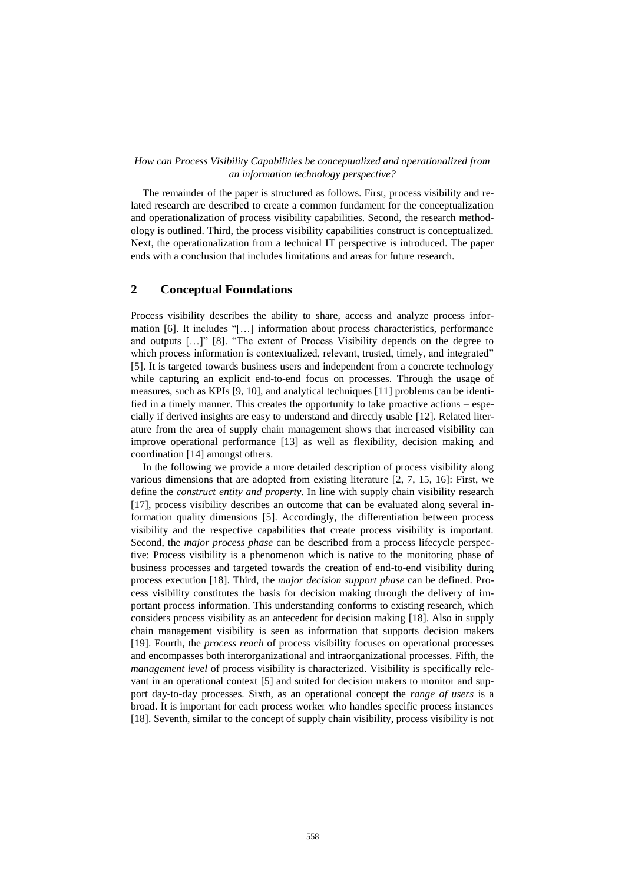*How can Process Visibility Capabilities be conceptualized and operationalized from an information technology perspective?*

The remainder of the paper is structured as follows. First, process visibility and related research are described to create a common fundament for the conceptualization and operationalization of process visibility capabilities. Second, the research methodology is outlined. Third, the process visibility capabilities construct is conceptualized. Next, the operationalization from a technical IT perspective is introduced. The paper ends with a conclusion that includes limitations and areas for future research.

## 2 Conceptual Foundations

Process visibility describes the ability to share, access and analyze process information [6]. It includes "[…] information about process characteristics, performance and outputs […]" [8]. "The extent of Process Visibility depends on the degree to which process information is contextualized, relevant, trusted, timely, and integrated" [5]. It is targeted towards business users and independent from a concrete technology while capturing an explicit end-to-end focus on processes. Through the usage of measures, such as KPIs [9, 10], and analytical techniques [11] problems can be identified in a timely manner. This creates the opportunity to take proactive actions – especially if derived insights are easy to understand and directly usable [12]. Related literature from the area of supply chain management shows that increased visibility can improve operational performance [13] as well as flexibility, decision making and coordination [14] amongst others.

In the following we provide a more detailed description of process visibility along various dimensions that are adopted from existing literature [2, 7, 15, 16]: First, we define the *construct entity and property*. In line with supply chain visibility research [17], process visibility describes an outcome that can be evaluated along several information quality dimensions [5]. Accordingly, the differentiation between process visibility and the respective capabilities that create process visibility is important. Second, the *major process phase* can be described from a process lifecycle perspective: Process visibility is a phenomenon which is native to the monitoring phase of business processes and targeted towards the creation of end-to-end visibility during process execution [18]. Third, the *major decision support phase* can be defined. Process visibility constitutes the basis for decision making through the delivery of important process information. This understanding conforms to existing research, which considers process visibility as an antecedent for decision making [18]. Also in supply chain management visibility is seen as information that supports decision makers [19]. Fourth, the *process reach* of process visibility focuses on operational processes and encompasses both interorganizational and intraorganizational processes. Fifth, the *management level* of process visibility is characterized. Visibility is specifically relevant in an operational context [5] and suited for decision makers to monitor and support day-to-day processes. Sixth, as an operational concept the *range of users* is a broad. It is important for each process worker who handles specific process instances [18]. Seventh, similar to the concept of supply chain visibility, process visibility is not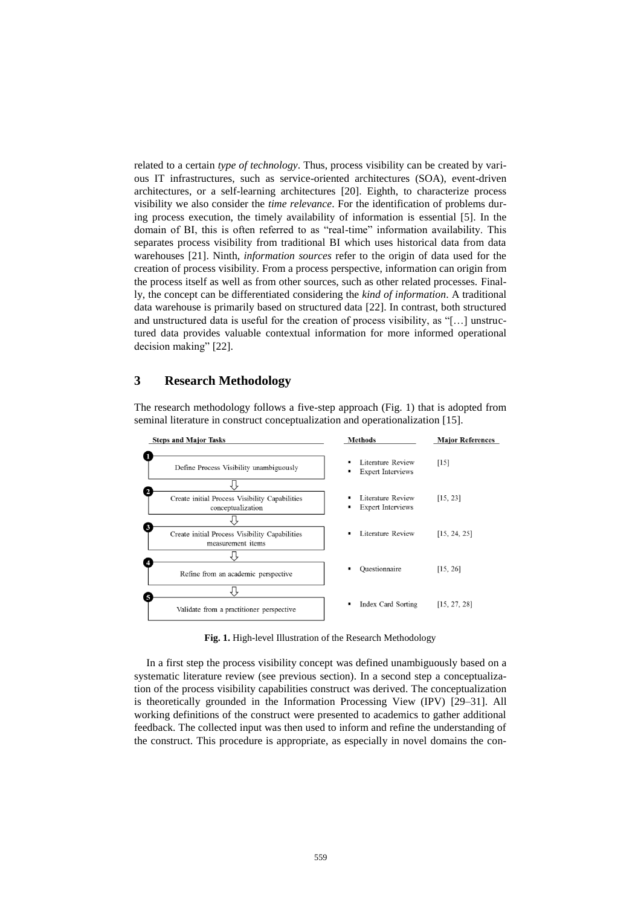related to a certain *type of technology*. Thus, process visibility can be created by various IT infrastructures, such as service-oriented architectures (SOA), event-driven architectures, or a self-learning architectures [20]. Eighth, to characterize process visibility we also consider the *time relevance*. For the identification of problems during process execution, the timely availability of information is essential [5]. In the domain of BI, this is often referred to as "real-time" information availability. This separates process visibility from traditional BI which uses historical data from data warehouses [21]. Ninth, *information sources* refer to the origin of data used for the creation of process visibility. From a process perspective, information can origin from the process itself as well as from other sources, such as other related processes. Finally, the concept can be differentiated considering the *kind of information*. A traditional data warehouse is primarily based on structured data [22]. In contrast, both structured and unstructured data is useful for the creation of process visibility, as "[…] unstructured data provides valuable contextual information for more informed operational decision making" [22].

## 3 Research Methodology

The research methodology follows a five-step approach (Fig. 1) that is adopted from seminal literature in construct conceptualization and operationalization [15].

| Steps and Major Tasks | Methods | Major References |
|---|---|---|
| 1 Define Process Visibility unambiguously | ▪ Literature Review<br>▪ Expert Interviews | [15] |
| 2 Create initial Process Visibility Capabilities conceptualization | ▪ Literature Review<br>▪ Expert Interviews | [15, 23] |
| 3 Create initial Process Visibility Capabilities measurement items | ▪ Literature Review | [15, 24, 25] |
| 4 Refine from an academic perspective | ▪ Questionnaire | [15, 26] |
| 5 Validate from a practitioner perspective | ▪ Index Card Sorting | [15, 27, 28] |

**Fig. 1.** High-level Illustration of the Research Methodology

In a first step the process visibility concept was defined unambiguously based on a systematic literature review (see previous section). In a second step a conceptualization of the process visibility capabilities construct was derived. The conceptualization is theoretically grounded in the Information Processing View (IPV) [29–31]. All working definitions of the construct were presented to academics to gather additional feedback. The collected input was then used to inform and refine the understanding of the construct. This procedure is appropriate, as especially in novel domains the con-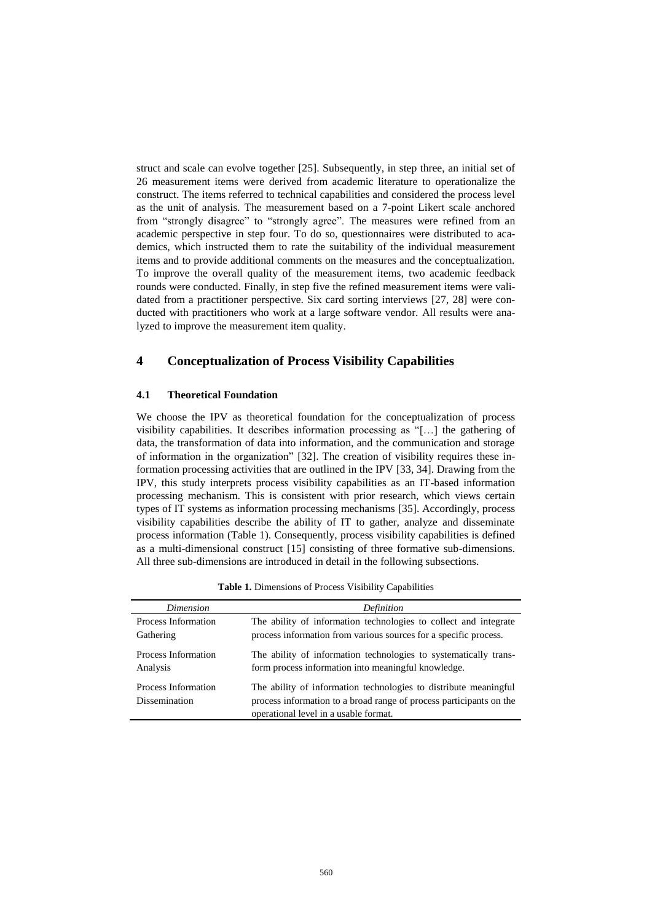struct and scale can evolve together [25]. Subsequently, in step three, an initial set of 26 measurement items were derived from academic literature to operationalize the construct. The items referred to technical capabilities and considered the process level as the unit of analysis. The measurement based on a 7-point Likert scale anchored from "strongly disagree" to "strongly agree". The measures were refined from an academic perspective in step four. To do so, questionnaires were distributed to academics, which instructed them to rate the suitability of the individual measurement items and to provide additional comments on the measures and the conceptualization. To improve the overall quality of the measurement items, two academic feedback rounds were conducted. Finally, in step five the refined measurement items were validated from a practitioner perspective. Six card sorting interviews [27, 28] were conducted with practitioners who work at a large software vendor. All results were analyzed to improve the measurement item quality.

## 4 Conceptualization of Process Visibility Capabilities

### 4.1 Theoretical Foundation

We choose the IPV as theoretical foundation for the conceptualization of process visibility capabilities. It describes information processing as "[…] the gathering of data, the transformation of data into information, and the communication and storage of information in the organization" [32]. The creation of visibility requires these information processing activities that are outlined in the IPV [33, 34]. Drawing from the IPV, this study interprets process visibility capabilities as an IT-based information processing mechanism. This is consistent with prior research, which views certain types of IT systems as information processing mechanisms [35]. Accordingly, process visibility capabilities describe the ability of IT to gather, analyze and disseminate process information (Table 1). Consequently, process visibility capabilities is defined as a multi-dimensional construct [15] consisting of three formative sub-dimensions. All three sub-dimensions are introduced in detail in the following subsections.

**Table 1.** Dimensions of Process Visibility Capabilities

| *Dimension* | *Definition* |
|---|---|
| Process Information Gathering | The ability of information technologies to collect and integrate process information from various sources for a specific process. |
| Process Information Analysis | The ability of information technologies to systematically transform process information into meaningful knowledge. |
| Process Information Dissemination | The ability of information technologies to distribute meaningful process information to a broad range of process participants on the operational level in a usable format. |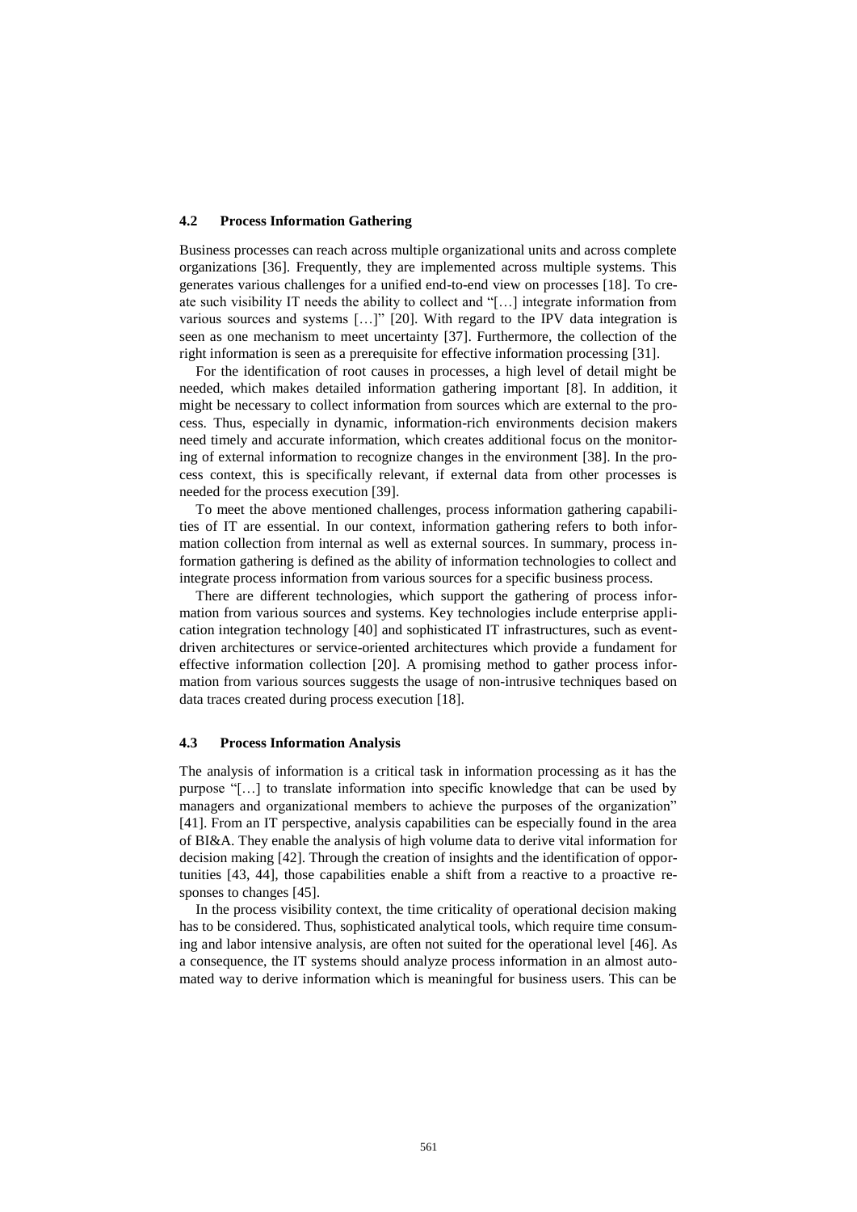### 4.2 Process Information Gathering

Business processes can reach across multiple organizational units and across complete organizations [36]. Frequently, they are implemented across multiple systems. This generates various challenges for a unified end-to-end view on processes [18]. To create such visibility IT needs the ability to collect and "[…] integrate information from various sources and systems […]" [20]. With regard to the IPV data integration is seen as one mechanism to meet uncertainty [37]. Furthermore, the collection of the right information is seen as a prerequisite for effective information processing [31].

For the identification of root causes in processes, a high level of detail might be needed, which makes detailed information gathering important [8]. In addition, it might be necessary to collect information from sources which are external to the process. Thus, especially in dynamic, information-rich environments decision makers need timely and accurate information, which creates additional focus on the monitoring of external information to recognize changes in the environment [38]. In the process context, this is specifically relevant, if external data from other processes is needed for the process execution [39].

To meet the above mentioned challenges, process information gathering capabilities of IT are essential. In our context, information gathering refers to both information collection from internal as well as external sources. In summary, process information gathering is defined as the ability of information technologies to collect and integrate process information from various sources for a specific business process.

There are different technologies, which support the gathering of process information from various sources and systems. Key technologies include enterprise application integration technology [40] and sophisticated IT infrastructures, such as event-driven architectures or service-oriented architectures which provide a fundament for effective information collection [20]. A promising method to gather process information from various sources suggests the usage of non-intrusive techniques based on data traces created during process execution [18].

### 4.3 Process Information Analysis

The analysis of information is a critical task in information processing as it has the purpose "[…] to translate information into specific knowledge that can be used by managers and organizational members to achieve the purposes of the organization" [41]. From an IT perspective, analysis capabilities can be especially found in the area of BI&A. They enable the analysis of high volume data to derive vital information for decision making [42]. Through the creation of insights and the identification of opportunities [43, 44], those capabilities enable a shift from a reactive to a proactive responses to changes [45].

In the process visibility context, the time criticality of operational decision making has to be considered. Thus, sophisticated analytical tools, which require time consuming and labor intensive analysis, are often not suited for the operational level [46]. As a consequence, the IT systems should analyze process information in an almost automated way to derive information which is meaningful for business users. This can be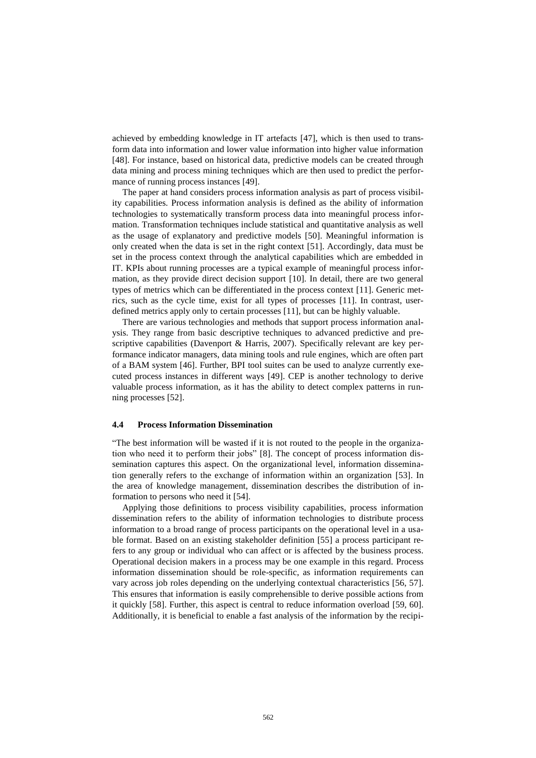achieved by embedding knowledge in IT artefacts [47], which is then used to transform data into information and lower value information into higher value information [48]. For instance, based on historical data, predictive models can be created through data mining and process mining techniques which are then used to predict the performance of running process instances [49].

The paper at hand considers process information analysis as part of process visibility capabilities. Process information analysis is defined as the ability of information technologies to systematically transform process data into meaningful process information. Transformation techniques include statistical and quantitative analysis as well as the usage of explanatory and predictive models [50]. Meaningful information is only created when the data is set in the right context [51]. Accordingly, data must be set in the process context through the analytical capabilities which are embedded in IT. KPIs about running processes are a typical example of meaningful process information, as they provide direct decision support [10]. In detail, there are two general types of metrics which can be differentiated in the process context [11]. Generic metrics, such as the cycle time, exist for all types of processes [11]. In contrast, user-defined metrics apply only to certain processes [11], but can be highly valuable.

There are various technologies and methods that support process information analysis. They range from basic descriptive techniques to advanced predictive and prescriptive capabilities (Davenport & Harris, 2007). Specifically relevant are key performance indicator managers, data mining tools and rule engines, which are often part of a BAM system [46]. Further, BPI tool suites can be used to analyze currently executed process instances in different ways [49]. CEP is another technology to derive valuable process information, as it has the ability to detect complex patterns in running processes [52].

### 4.4 Process Information Dissemination

"The best information will be wasted if it is not routed to the people in the organization who need it to perform their jobs" [8]. The concept of process information dissemination captures this aspect. On the organizational level, information dissemination generally refers to the exchange of information within an organization [53]. In the area of knowledge management, dissemination describes the distribution of information to persons who need it [54].

Applying those definitions to process visibility capabilities, process information dissemination refers to the ability of information technologies to distribute process information to a broad range of process participants on the operational level in a usable format. Based on an existing stakeholder definition [55] a process participant refers to any group or individual who can affect or is affected by the business process. Operational decision makers in a process may be one example in this regard. Process information dissemination should be role-specific, as information requirements can vary across job roles depending on the underlying contextual characteristics [56, 57]. This ensures that information is easily comprehensible to derive possible actions from it quickly [58]. Further, this aspect is central to reduce information overload [59, 60]. Additionally, it is beneficial to enable a fast analysis of the information by the recipi-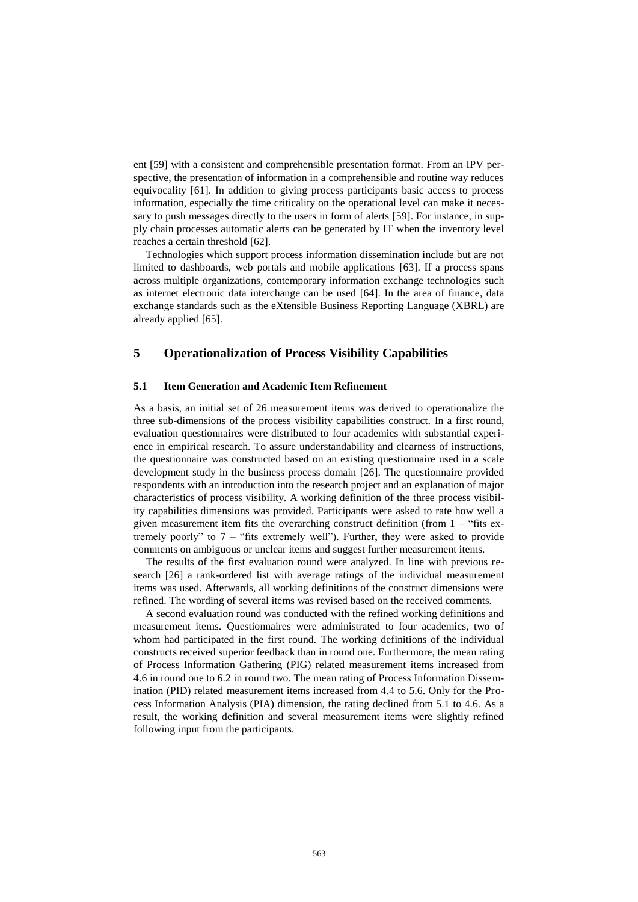ent [59] with a consistent and comprehensible presentation format. From an IPV perspective, the presentation of information in a comprehensible and routine way reduces equivocality [61]. In addition to giving process participants basic access to process information, especially the time criticality on the operational level can make it necessary to push messages directly to the users in form of alerts [59]. For instance, in supply chain processes automatic alerts can be generated by IT when the inventory level reaches a certain threshold [62].

Technologies which support process information dissemination include but are not limited to dashboards, web portals and mobile applications [63]. If a process spans across multiple organizations, contemporary information exchange technologies such as internet electronic data interchange can be used [64]. In the area of finance, data exchange standards such as the eXtensible Business Reporting Language (XBRL) are already applied [65].

## 5 Operationalization of Process Visibility Capabilities

### 5.1 Item Generation and Academic Item Refinement

As a basis, an initial set of 26 measurement items was derived to operationalize the three sub-dimensions of the process visibility capabilities construct. In a first round, evaluation questionnaires were distributed to four academics with substantial experience in empirical research. To assure understandability and clearness of instructions, the questionnaire was constructed based on an existing questionnaire used in a scale development study in the business process domain [26]. The questionnaire provided respondents with an introduction into the research project and an explanation of major characteristics of process visibility. A working definition of the three process visibility capabilities dimensions was provided. Participants were asked to rate how well a given measurement item fits the overarching construct definition (from 1 – "fits extremely poorly" to 7 – "fits extremely well"). Further, they were asked to provide comments on ambiguous or unclear items and suggest further measurement items.

The results of the first evaluation round were analyzed. In line with previous research [26] a rank-ordered list with average ratings of the individual measurement items was used. Afterwards, all working definitions of the construct dimensions were refined. The wording of several items was revised based on the received comments.

A second evaluation round was conducted with the refined working definitions and measurement items. Questionnaires were administrated to four academics, two of whom had participated in the first round. The working definitions of the individual constructs received superior feedback than in round one. Furthermore, the mean rating of Process Information Gathering (PIG) related measurement items increased from 4.6 in round one to 6.2 in round two. The mean rating of Process Information Dissemination (PID) related measurement items increased from 4.4 to 5.6. Only for the Process Information Analysis (PIA) dimension, the rating declined from 5.1 to 4.6. As a result, the working definition and several measurement items were slightly refined following input from the participants.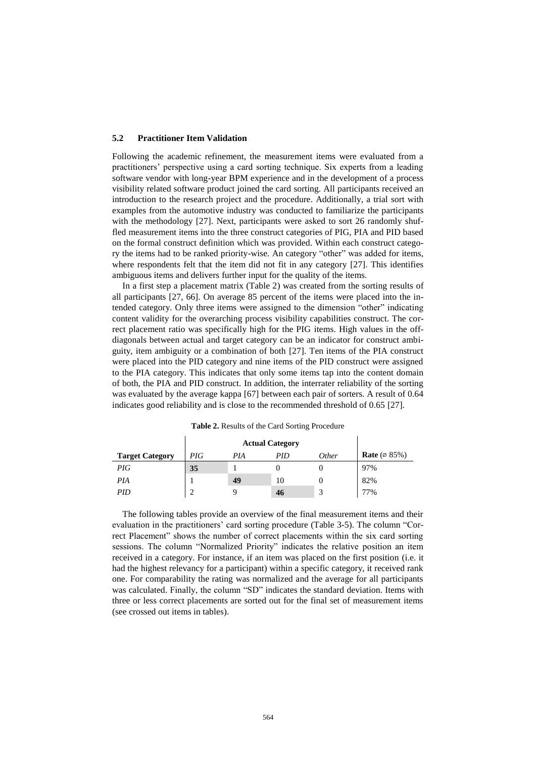### 5.2 Practitioner Item Validation

Following the academic refinement, the measurement items were evaluated from a practitioners' perspective using a card sorting technique. Six experts from a leading software vendor with long-year BPM experience and in the development of a process visibility related software product joined the card sorting. All participants received an introduction to the research project and the procedure. Additionally, a trial sort with examples from the automotive industry was conducted to familiarize the participants with the methodology [27]. Next, participants were asked to sort 26 randomly shuffled measurement items into the three construct categories of PIG, PIA and PID based on the formal construct definition which was provided. Within each construct category the items had to be ranked priority-wise. An category "other" was added for items, where respondents felt that the item did not fit in any category [27]. This identifies ambiguous items and delivers further input for the quality of the items.

In a first step a placement matrix (Table 2) was created from the sorting results of all participants [27, 66]. On average 85 percent of the items were placed into the intended category. Only three items were assigned to the dimension "other" indicating content validity for the overarching process visibility capabilities construct. The correct placement ratio was specifically high for the PIG items. High values in the off-diagonals between actual and target category can be an indicator for construct ambiguity, item ambiguity or a combination of both [27]. Ten items of the PIA construct were placed into the PID category and nine items of the PID construct were assigned to the PIA category. This indicates that only some items tap into the content domain of both, the PIA and PID construct. In addition, the interrater reliability of the sorting was evaluated by the average kappa [67] between each pair of sorters. A result of 0.64 indicates good reliability and is close to the recommended threshold of 0.65 [27].

**Table 2.** Results of the Card Sorting Procedure

| | Actual Category | | | | |
|---|---|---|---|---|---|
| **Target Category** | *PIG* | *PIA* | *PID* | *Other* | **Rate** (⌀ 85%) |
| *PIG* | **35** | 1 | 0 | 0 | 97% |
| *PIA* | 1 | **49** | 10 | 0 | 82% |
| *PID* | 2 | 9 | **46** | 3 | 77% |

The following tables provide an overview of the final measurement items and their evaluation in the practitioners' card sorting procedure (Table 3-5). The column "Correct Placement" shows the number of correct placements within the six card sorting sessions. The column "Normalized Priority" indicates the relative position an item received in a category. For instance, if an item was placed on the first position (i.e. it had the highest relevancy for a participant) within a specific category, it received rank one. For comparability the rating was normalized and the average for all participants was calculated. Finally, the column "SD" indicates the standard deviation. Items with three or less correct placements are sorted out for the final set of measurement items (see crossed out items in tables).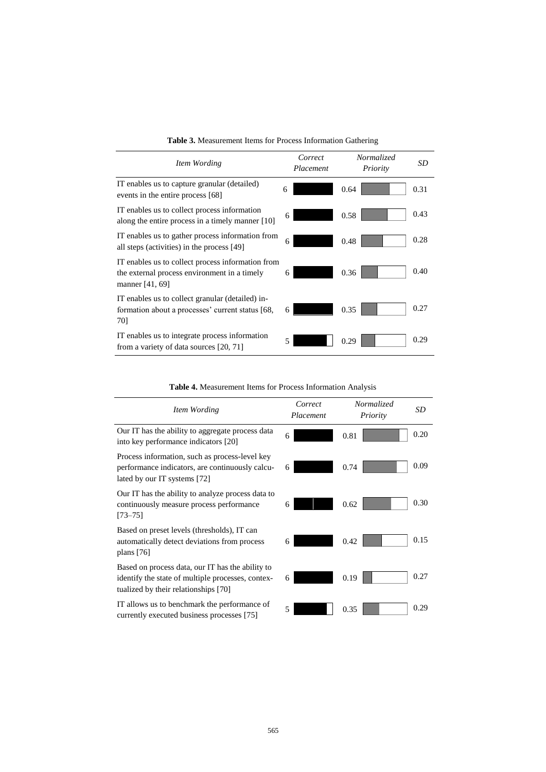**Table 3.** Measurement Items for Process Information Gathering

| *Item Wording* | *Correct Placement* | *Normalized Priority* | *SD* |
|---|---|---|---|
| IT enables us to capture granular (detailed) events in the entire process [68] | 6 | 0.64 | 0.31 |
| IT enables us to collect process information along the entire process in a timely manner [10] | 6 | 0.58 | 0.43 |
| IT enables us to gather process information from all steps (activities) in the process [49] | 6 | 0.48 | 0.28 |
| IT enables us to collect process information from the external process environment in a timely manner [41, 69] | 6 | 0.36 | 0.40 |
| IT enables us to collect granular (detailed) information about a processes' current status [68, 70] | 6 | 0.35 | 0.27 |
| IT enables us to integrate process information from a variety of data sources [20, 71] | 5 | 0.29 | 0.29 |

**Table 4.** Measurement Items for Process Information Analysis

| *Item Wording* | *Correct Placement* | *Normalized Priority* | *SD* |
|---|---|---|---|
| Our IT has the ability to aggregate process data into key performance indicators [20] | 6 | 0.81 | 0.20 |
| Process information, such as process-level key performance indicators, are continuously calculated by our IT systems [72] | 6 | 0.74 | 0.09 |
| Our IT has the ability to analyze process data to continuously measure process performance [73–75] | 6 | 0.62 | 0.30 |
| Based on preset levels (thresholds), IT can automatically detect deviations from process plans [76] | 6 | 0.42 | 0.15 |
| Based on process data, our IT has the ability to identify the state of multiple processes, contextualized by their relationships [70] | 6 | 0.19 | 0.27 |
| IT allows us to benchmark the performance of currently executed business processes [75] | 5 | 0.35 | 0.29 |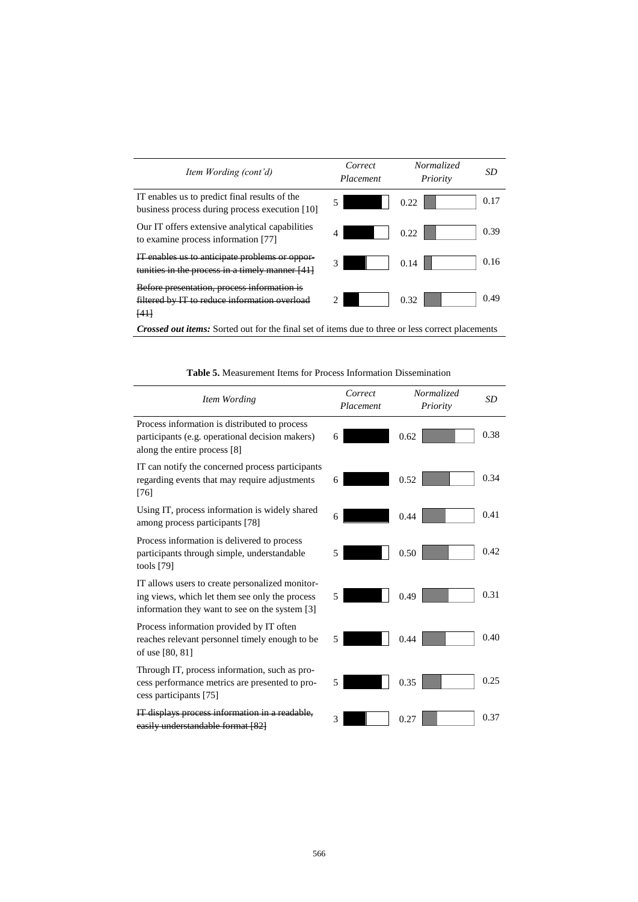| *Item Wording (cont'd)* | *Correct Placement* | *Normalized Priority* | *SD* |
|---|---|---|---|
| IT enables us to predict final results of the business process during process execution [10] | 5 | 0.22 | 0.17 |
| Our IT offers extensive analytical capabilities to examine process information [77] | 4 | 0.22 | 0.39 |
| ~~IT enables us to anticipate problems or opportunities in the process in a timely manner [41]~~ | 3 | 0.14 | 0.16 |
| ~~Before presentation, process information is filtered by IT to reduce information overload [41]~~ | 2 | 0.32 | 0.49 |

***Crossed out items:*** Sorted out for the final set of items due to three or less correct placements

**Table 5.** Measurement Items for Process Information Dissemination

| *Item Wording* | *Correct Placement* | *Normalized Priority* | *SD* |
|---|---|---|---|
| Process information is distributed to process participants (e.g. operational decision makers) along the entire process [8] | 6 | 0.62 | 0.38 |
| IT can notify the concerned process participants regarding events that may require adjustments [76] | 6 | 0.52 | 0.34 |
| Using IT, process information is widely shared among process participants [78] | 6 | 0.44 | 0.41 |
| Process information is delivered to process participants through simple, understandable tools [79] | 5 | 0.50 | 0.42 |
| IT allows users to create personalized monitoring views, which let them see only the process information they want to see on the system [3] | 5 | 0.49 | 0.31 |
| Process information provided by IT often reaches relevant personnel timely enough to be of use [80, 81] | 5 | 0.44 | 0.40 |
| Through IT, process information, such as process performance metrics are presented to process participants [75] | 5 | 0.35 | 0.25 |
| ~~IT displays process information in a readable, easily understandable format [82]~~ | 3 | 0.27 | 0.37 |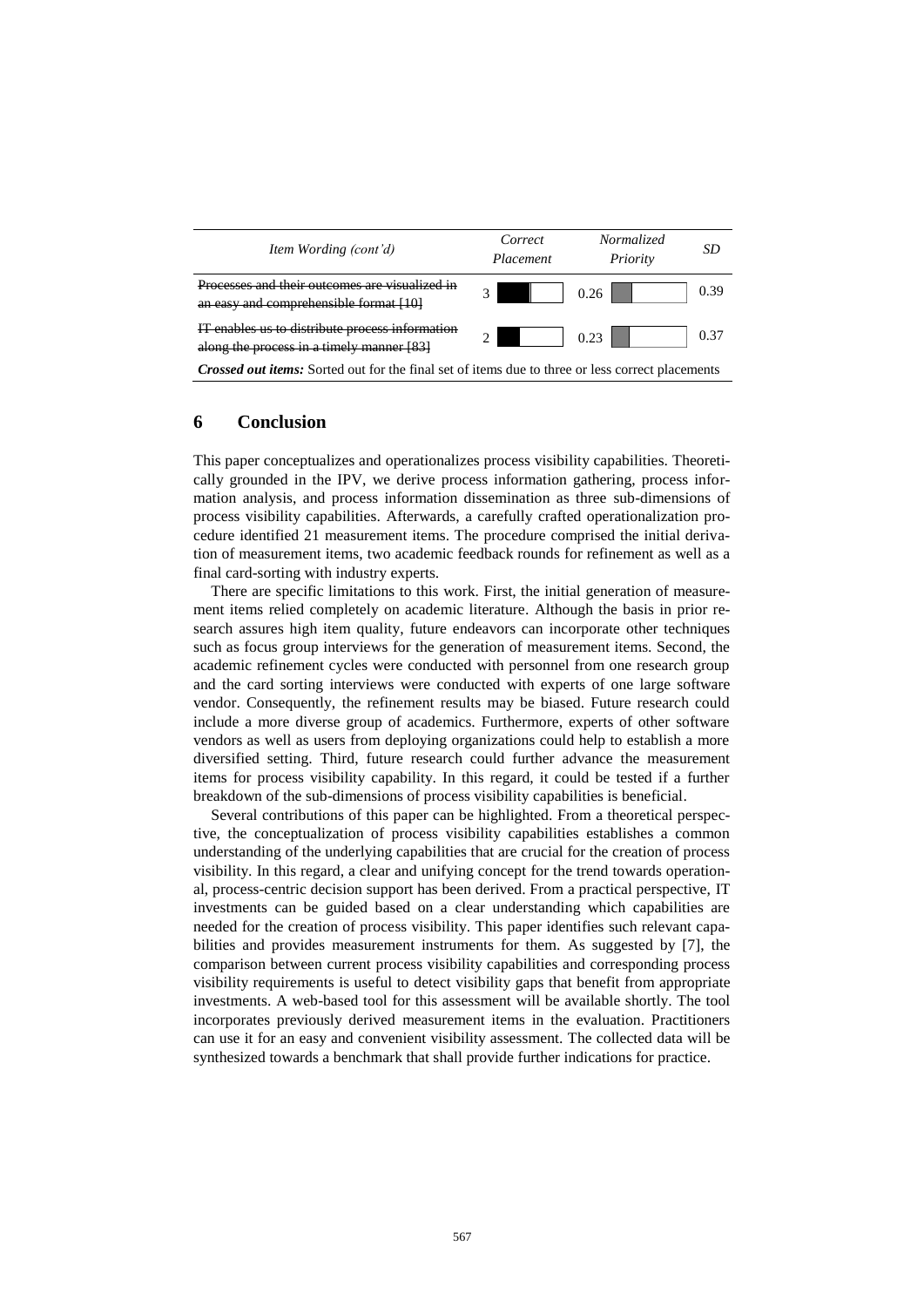| *Item Wording (cont'd)* | *Correct Placement* | *Normalized Priority* | *SD* |
|---|---|---|---|
| ~~Processes and their outcomes are visualized in an easy and comprehensible format [10]~~ | 3 | 0.26 | 0.39 |
| ~~IT enables us to distribute process information along the process in a timely manner [83]~~ | 2 | 0.23 | 0.37 |
| ***Crossed out items:*** Sorted out for the final set of items due to three or less correct placements | | | |

## 6 Conclusion

This paper conceptualizes and operationalizes process visibility capabilities. Theoretically grounded in the IPV, we derive process information gathering, process information analysis, and process information dissemination as three sub-dimensions of process visibility capabilities. Afterwards, a carefully crafted operationalization procedure identified 21 measurement items. The procedure comprised the initial derivation of measurement items, two academic feedback rounds for refinement as well as a final card-sorting with industry experts.

There are specific limitations to this work. First, the initial generation of measurement items relied completely on academic literature. Although the basis in prior research assures high item quality, future endeavors can incorporate other techniques such as focus group interviews for the generation of measurement items. Second, the academic refinement cycles were conducted with personnel from one research group and the card sorting interviews were conducted with experts of one large software vendor. Consequently, the refinement results may be biased. Future research could include a more diverse group of academics. Furthermore, experts of other software vendors as well as users from deploying organizations could help to establish a more diversified setting. Third, future research could further advance the measurement items for process visibility capability. In this regard, it could be tested if a further breakdown of the sub-dimensions of process visibility capabilities is beneficial.

Several contributions of this paper can be highlighted. From a theoretical perspective, the conceptualization of process visibility capabilities establishes a common understanding of the underlying capabilities that are crucial for the creation of process visibility. In this regard, a clear and unifying concept for the trend towards operational, process-centric decision support has been derived. From a practical perspective, IT investments can be guided based on a clear understanding which capabilities are needed for the creation of process visibility. This paper identifies such relevant capabilities and provides measurement instruments for them. As suggested by [7], the comparison between current process visibility capabilities and corresponding process visibility requirements is useful to detect visibility gaps that benefit from appropriate investments. A web-based tool for this assessment will be available shortly. The tool incorporates previously derived measurement items in the evaluation. Practitioners can use it for an easy and convenient visibility assessment. The collected data will be synthesized towards a benchmark that shall provide further indications for practice.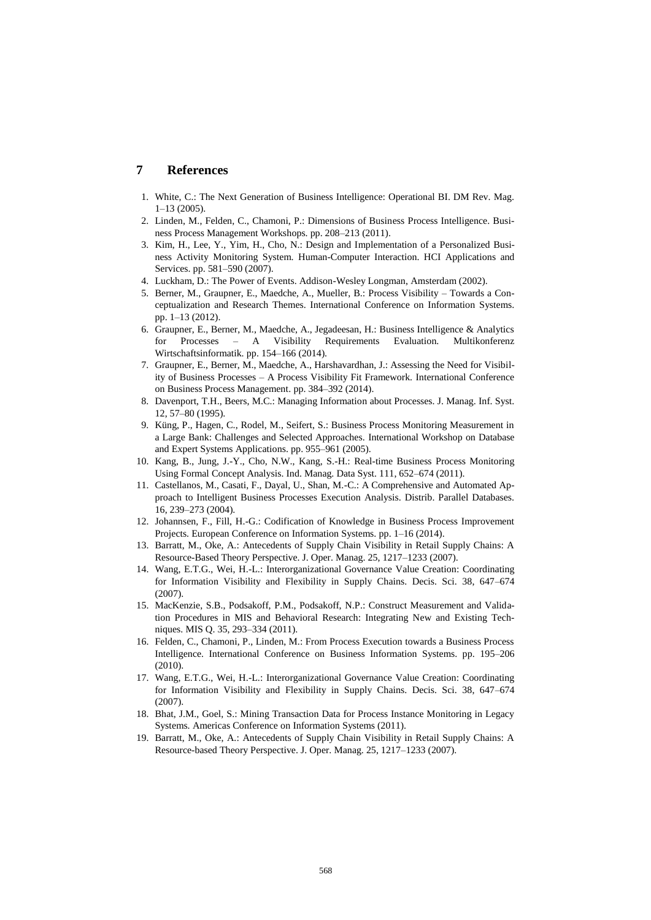# 7 References

1. White, C.: The Next Generation of Business Intelligence: Operational BI. DM Rev. Mag. 1–13 (2005).
2. Linden, M., Felden, C., Chamoni, P.: Dimensions of Business Process Intelligence. Business Process Management Workshops. pp. 208–213 (2011).
3. Kim, H., Lee, Y., Yim, H., Cho, N.: Design and Implementation of a Personalized Business Activity Monitoring System. Human-Computer Interaction. HCI Applications and Services. pp. 581–590 (2007).
4. Luckham, D.: The Power of Events. Addison-Wesley Longman, Amsterdam (2002).
5. Berner, M., Graupner, E., Maedche, A., Mueller, B.: Process Visibility – Towards a Conceptualization and Research Themes. International Conference on Information Systems. pp. 1–13 (2012).
6. Graupner, E., Berner, M., Maedche, A., Jegadeesan, H.: Business Intelligence & Analytics for Processes – A Visibility Requirements Evaluation. Multikonferenz Wirtschaftsinformatik. pp. 154–166 (2014).
7. Graupner, E., Berner, M., Maedche, A., Harshavardhan, J.: Assessing the Need for Visibility of Business Processes – A Process Visibility Fit Framework. International Conference on Business Process Management. pp. 384–392 (2014).
8. Davenport, T.H., Beers, M.C.: Managing Information about Processes. J. Manag. Inf. Syst. 12, 57–80 (1995).
9. Küng, P., Hagen, C., Rodel, M., Seifert, S.: Business Process Monitoring Measurement in a Large Bank: Challenges and Selected Approaches. International Workshop on Database and Expert Systems Applications. pp. 955–961 (2005).
10. Kang, B., Jung, J.-Y., Cho, N.W., Kang, S.-H.: Real-time Business Process Monitoring Using Formal Concept Analysis. Ind. Manag. Data Syst. 111, 652–674 (2011).
11. Castellanos, M., Casati, F., Dayal, U., Shan, M.-C.: A Comprehensive and Automated Approach to Intelligent Business Processes Execution Analysis. Distrib. Parallel Databases. 16, 239–273 (2004).
12. Johannsen, F., Fill, H.-G.: Codification of Knowledge in Business Process Improvement Projects. European Conference on Information Systems. pp. 1–16 (2014).
13. Barratt, M., Oke, A.: Antecedents of Supply Chain Visibility in Retail Supply Chains: A Resource-Based Theory Perspective. J. Oper. Manag. 25, 1217–1233 (2007).
14. Wang, E.T.G., Wei, H.-L.: Interorganizational Governance Value Creation: Coordinating for Information Visibility and Flexibility in Supply Chains. Decis. Sci. 38, 647–674 (2007).
15. MacKenzie, S.B., Podsakoff, P.M., Podsakoff, N.P.: Construct Measurement and Validation Procedures in MIS and Behavioral Research: Integrating New and Existing Techniques. MIS Q. 35, 293–334 (2011).
16. Felden, C., Chamoni, P., Linden, M.: From Process Execution towards a Business Process Intelligence. International Conference on Business Information Systems. pp. 195–206 (2010).
17. Wang, E.T.G., Wei, H.-L.: Interorganizational Governance Value Creation: Coordinating for Information Visibility and Flexibility in Supply Chains. Decis. Sci. 38, 647–674 (2007).
18. Bhat, J.M., Goel, S.: Mining Transaction Data for Process Instance Monitoring in Legacy Systems. Americas Conference on Information Systems (2011).
19. Barratt, M., Oke, A.: Antecedents of Supply Chain Visibility in Retail Supply Chains: A Resource-based Theory Perspective. J. Oper. Manag. 25, 1217–1233 (2007).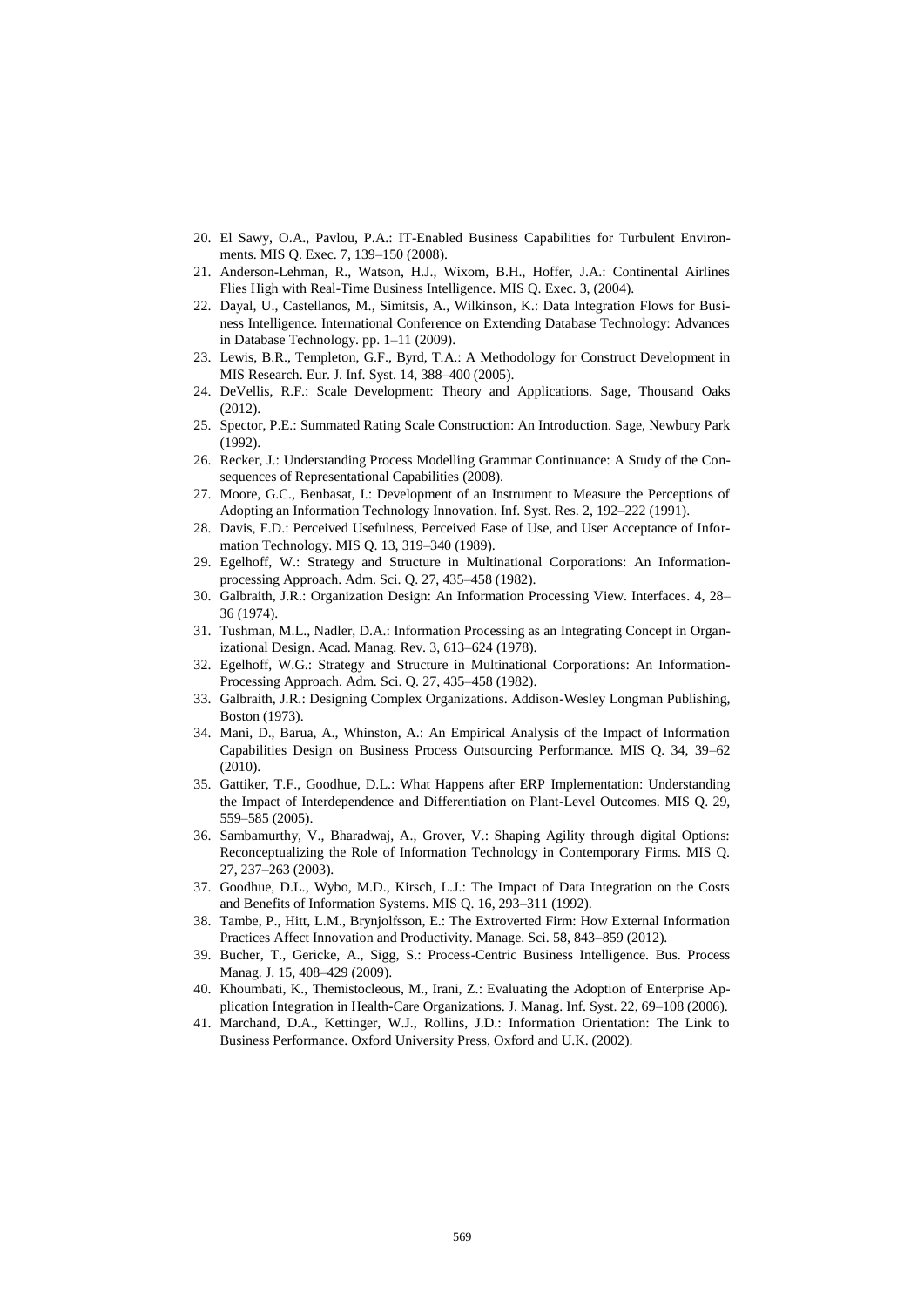20. El Sawy, O.A., Pavlou, P.A.: IT-Enabled Business Capabilities for Turbulent Environments. MIS Q. Exec. 7, 139–150 (2008).
21. Anderson-Lehman, R., Watson, H.J., Wixom, B.H., Hoffer, J.A.: Continental Airlines Flies High with Real-Time Business Intelligence. MIS Q. Exec. 3, (2004).
22. Dayal, U., Castellanos, M., Simitsis, A., Wilkinson, K.: Data Integration Flows for Business Intelligence. International Conference on Extending Database Technology: Advances in Database Technology. pp. 1–11 (2009).
23. Lewis, B.R., Templeton, G.F., Byrd, T.A.: A Methodology for Construct Development in MIS Research. Eur. J. Inf. Syst. 14, 388–400 (2005).
24. DeVellis, R.F.: Scale Development: Theory and Applications. Sage, Thousand Oaks (2012).
25. Spector, P.E.: Summated Rating Scale Construction: An Introduction. Sage, Newbury Park (1992).
26. Recker, J.: Understanding Process Modelling Grammar Continuance: A Study of the Consequences of Representational Capabilities (2008).
27. Moore, G.C., Benbasat, I.: Development of an Instrument to Measure the Perceptions of Adopting an Information Technology Innovation. Inf. Syst. Res. 2, 192–222 (1991).
28. Davis, F.D.: Perceived Usefulness, Perceived Ease of Use, and User Acceptance of Information Technology. MIS Q. 13, 319–340 (1989).
29. Egelhoff, W.: Strategy and Structure in Multinational Corporations: An Information-processing Approach. Adm. Sci. Q. 27, 435–458 (1982).
30. Galbraith, J.R.: Organization Design: An Information Processing View. Interfaces. 4, 28–36 (1974).
31. Tushman, M.L., Nadler, D.A.: Information Processing as an Integrating Concept in Organizational Design. Acad. Manag. Rev. 3, 613–624 (1978).
32. Egelhoff, W.G.: Strategy and Structure in Multinational Corporations: An Information-Processing Approach. Adm. Sci. Q. 27, 435–458 (1982).
33. Galbraith, J.R.: Designing Complex Organizations. Addison-Wesley Longman Publishing, Boston (1973).
34. Mani, D., Barua, A., Whinston, A.: An Empirical Analysis of the Impact of Information Capabilities Design on Business Process Outsourcing Performance. MIS Q. 34, 39–62 (2010).
35. Gattiker, T.F., Goodhue, D.L.: What Happens after ERP Implementation: Understanding the Impact of Interdependence and Differentiation on Plant-Level Outcomes. MIS Q. 29, 559–585 (2005).
36. Sambamurthy, V., Bharadwaj, A., Grover, V.: Shaping Agility through digital Options: Reconceptualizing the Role of Information Technology in Contemporary Firms. MIS Q. 27, 237–263 (2003).
37. Goodhue, D.L., Wybo, M.D., Kirsch, L.J.: The Impact of Data Integration on the Costs and Benefits of Information Systems. MIS Q. 16, 293–311 (1992).
38. Tambe, P., Hitt, L.M., Brynjolfsson, E.: The Extroverted Firm: How External Information Practices Affect Innovation and Productivity. Manage. Sci. 58, 843–859 (2012).
39. Bucher, T., Gericke, A., Sigg, S.: Process-Centric Business Intelligence. Bus. Process Manag. J. 15, 408–429 (2009).
40. Khoumbati, K., Themistocleous, M., Irani, Z.: Evaluating the Adoption of Enterprise Application Integration in Health-Care Organizations. J. Manag. Inf. Syst. 22, 69–108 (2006).
41. Marchand, D.A., Kettinger, W.J., Rollins, J.D.: Information Orientation: The Link to Business Performance. Oxford University Press, Oxford and U.K. (2002).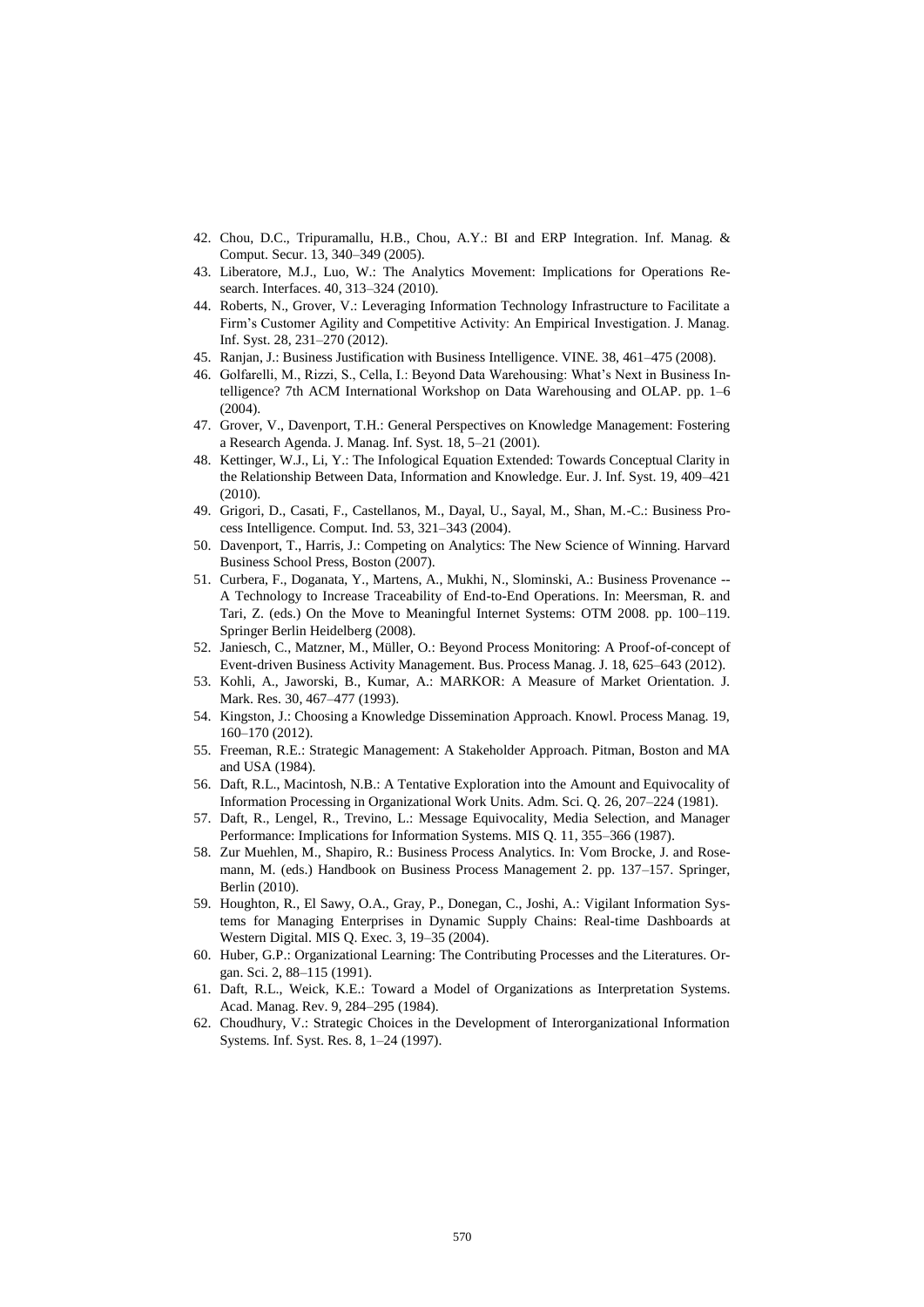42. Chou, D.C., Tripuramallu, H.B., Chou, A.Y.: BI and ERP Integration. Inf. Manag. & Comput. Secur. 13, 340–349 (2005).
43. Liberatore, M.J., Luo, W.: The Analytics Movement: Implications for Operations Research. Interfaces. 40, 313–324 (2010).
44. Roberts, N., Grover, V.: Leveraging Information Technology Infrastructure to Facilitate a Firm's Customer Agility and Competitive Activity: An Empirical Investigation. J. Manag. Inf. Syst. 28, 231–270 (2012).
45. Ranjan, J.: Business Justification with Business Intelligence. VINE. 38, 461–475 (2008).
46. Golfarelli, M., Rizzi, S., Cella, I.: Beyond Data Warehousing: What's Next in Business Intelligence? 7th ACM International Workshop on Data Warehousing and OLAP. pp. 1–6 (2004).
47. Grover, V., Davenport, T.H.: General Perspectives on Knowledge Management: Fostering a Research Agenda. J. Manag. Inf. Syst. 18, 5–21 (2001).
48. Kettinger, W.J., Li, Y.: The Infological Equation Extended: Towards Conceptual Clarity in the Relationship Between Data, Information and Knowledge. Eur. J. Inf. Syst. 19, 409–421 (2010).
49. Grigori, D., Casati, F., Castellanos, M., Dayal, U., Sayal, M., Shan, M.-C.: Business Process Intelligence. Comput. Ind. 53, 321–343 (2004).
50. Davenport, T., Harris, J.: Competing on Analytics: The New Science of Winning. Harvard Business School Press, Boston (2007).
51. Curbera, F., Doganata, Y., Martens, A., Mukhi, N., Slominski, A.: Business Provenance -- A Technology to Increase Traceability of End-to-End Operations. In: Meersman, R. and Tari, Z. (eds.) On the Move to Meaningful Internet Systems: OTM 2008. pp. 100–119. Springer Berlin Heidelberg (2008).
52. Janiesch, C., Matzner, M., Müller, O.: Beyond Process Monitoring: A Proof-of-concept of Event-driven Business Activity Management. Bus. Process Manag. J. 18, 625–643 (2012).
53. Kohli, A., Jaworski, B., Kumar, A.: MARKOR: A Measure of Market Orientation. J. Mark. Res. 30, 467–477 (1993).
54. Kingston, J.: Choosing a Knowledge Dissemination Approach. Knowl. Process Manag. 19, 160–170 (2012).
55. Freeman, R.E.: Strategic Management: A Stakeholder Approach. Pitman, Boston and MA and USA (1984).
56. Daft, R.L., Macintosh, N.B.: A Tentative Exploration into the Amount and Equivocality of Information Processing in Organizational Work Units. Adm. Sci. Q. 26, 207–224 (1981).
57. Daft, R., Lengel, R., Trevino, L.: Message Equivocality, Media Selection, and Manager Performance: Implications for Information Systems. MIS Q. 11, 355–366 (1987).
58. Zur Muehlen, M., Shapiro, R.: Business Process Analytics. In: Vom Brocke, J. and Rosemann, M. (eds.) Handbook on Business Process Management 2. pp. 137–157. Springer, Berlin (2010).
59. Houghton, R., El Sawy, O.A., Gray, P., Donegan, C., Joshi, A.: Vigilant Information Systems for Managing Enterprises in Dynamic Supply Chains: Real-time Dashboards at Western Digital. MIS Q. Exec. 3, 19–35 (2004).
60. Huber, G.P.: Organizational Learning: The Contributing Processes and the Literatures. Organ. Sci. 2, 88–115 (1991).
61. Daft, R.L., Weick, K.E.: Toward a Model of Organizations as Interpretation Systems. Acad. Manag. Rev. 9, 284–295 (1984).
62. Choudhury, V.: Strategic Choices in the Development of Interorganizational Information Systems. Inf. Syst. Res. 8, 1–24 (1997).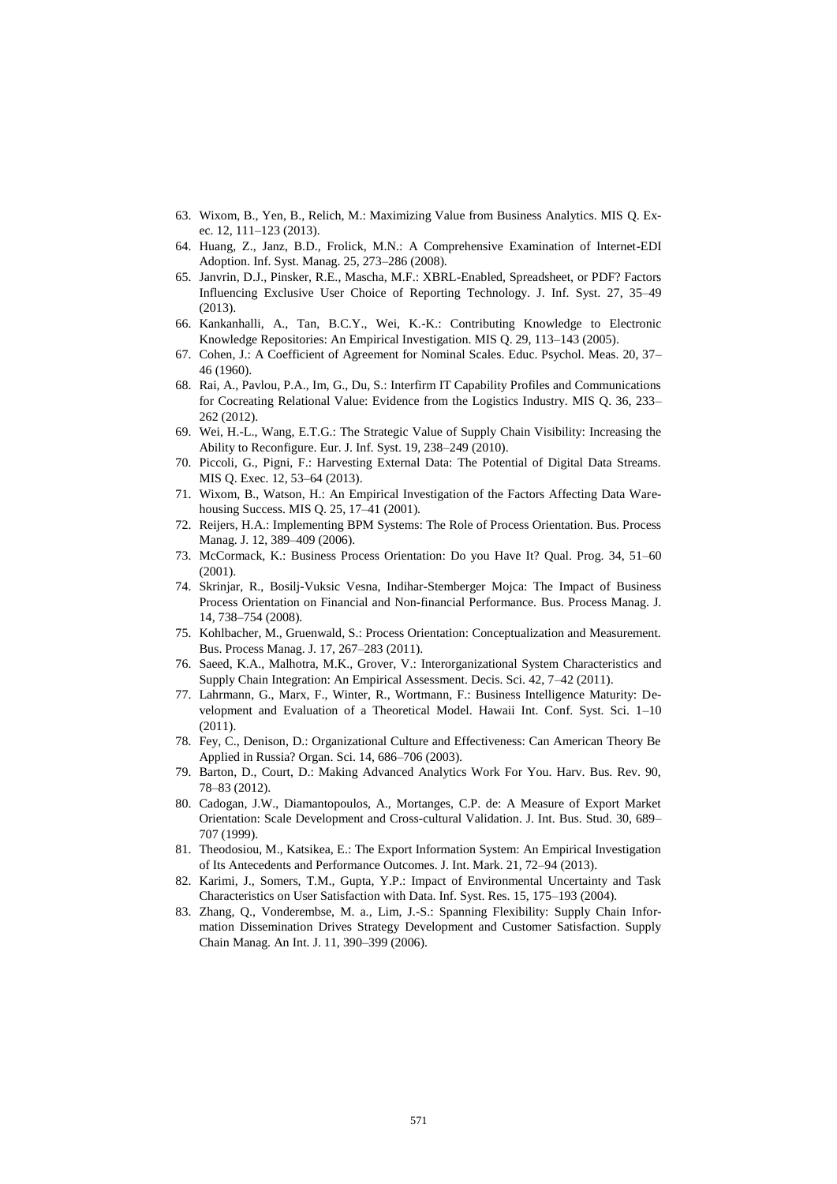63. Wixom, B., Yen, B., Relich, M.: Maximizing Value from Business Analytics. MIS Q. Exec. 12, 111–123 (2013).
64. Huang, Z., Janz, B.D., Frolick, M.N.: A Comprehensive Examination of Internet-EDI Adoption. Inf. Syst. Manag. 25, 273–286 (2008).
65. Janvrin, D.J., Pinsker, R.E., Mascha, M.F.: XBRL-Enabled, Spreadsheet, or PDF? Factors Influencing Exclusive User Choice of Reporting Technology. J. Inf. Syst. 27, 35–49 (2013).
66. Kankanhalli, A., Tan, B.C.Y., Wei, K.-K.: Contributing Knowledge to Electronic Knowledge Repositories: An Empirical Investigation. MIS Q. 29, 113–143 (2005).
67. Cohen, J.: A Coefficient of Agreement for Nominal Scales. Educ. Psychol. Meas. 20, 37–46 (1960).
68. Rai, A., Pavlou, P.A., Im, G., Du, S.: Interfirm IT Capability Profiles and Communications for Cocreating Relational Value: Evidence from the Logistics Industry. MIS Q. 36, 233–262 (2012).
69. Wei, H.-L., Wang, E.T.G.: The Strategic Value of Supply Chain Visibility: Increasing the Ability to Reconfigure. Eur. J. Inf. Syst. 19, 238–249 (2010).
70. Piccoli, G., Pigni, F.: Harvesting External Data: The Potential of Digital Data Streams. MIS Q. Exec. 12, 53–64 (2013).
71. Wixom, B., Watson, H.: An Empirical Investigation of the Factors Affecting Data Warehousing Success. MIS Q. 25, 17–41 (2001).
72. Reijers, H.A.: Implementing BPM Systems: The Role of Process Orientation. Bus. Process Manag. J. 12, 389–409 (2006).
73. McCormack, K.: Business Process Orientation: Do you Have It? Qual. Prog. 34, 51–60 (2001).
74. Skrinjar, R., Bosilj-Vuksic Vesna, Indihar-Stemberger Mojca: The Impact of Business Process Orientation on Financial and Non-financial Performance. Bus. Process Manag. J. 14, 738–754 (2008).
75. Kohlbacher, M., Gruenwald, S.: Process Orientation: Conceptualization and Measurement. Bus. Process Manag. J. 17, 267–283 (2011).
76. Saeed, K.A., Malhotra, M.K., Grover, V.: Interorganizational System Characteristics and Supply Chain Integration: An Empirical Assessment. Decis. Sci. 42, 7–42 (2011).
77. Lahrmann, G., Marx, F., Winter, R., Wortmann, F.: Business Intelligence Maturity: Development and Evaluation of a Theoretical Model. Hawaii Int. Conf. Syst. Sci. 1–10 (2011).
78. Fey, C., Denison, D.: Organizational Culture and Effectiveness: Can American Theory Be Applied in Russia? Organ. Sci. 14, 686–706 (2003).
79. Barton, D., Court, D.: Making Advanced Analytics Work For You. Harv. Bus. Rev. 90, 78–83 (2012).
80. Cadogan, J.W., Diamantopoulos, A., Mortanges, C.P. de: A Measure of Export Market Orientation: Scale Development and Cross-cultural Validation. J. Int. Bus. Stud. 30, 689–707 (1999).
81. Theodosiou, M., Katsikea, E.: The Export Information System: An Empirical Investigation of Its Antecedents and Performance Outcomes. J. Int. Mark. 21, 72–94 (2013).
82. Karimi, J., Somers, T.M., Gupta, Y.P.: Impact of Environmental Uncertainty and Task Characteristics on User Satisfaction with Data. Inf. Syst. Res. 15, 175–193 (2004).
83. Zhang, Q., Vonderembse, M. a., Lim, J.-S.: Spanning Flexibility: Supply Chain Information Dissemination Drives Strategy Development and Customer Satisfaction. Supply Chain Manag. An Int. J. 11, 390–399 (2006).